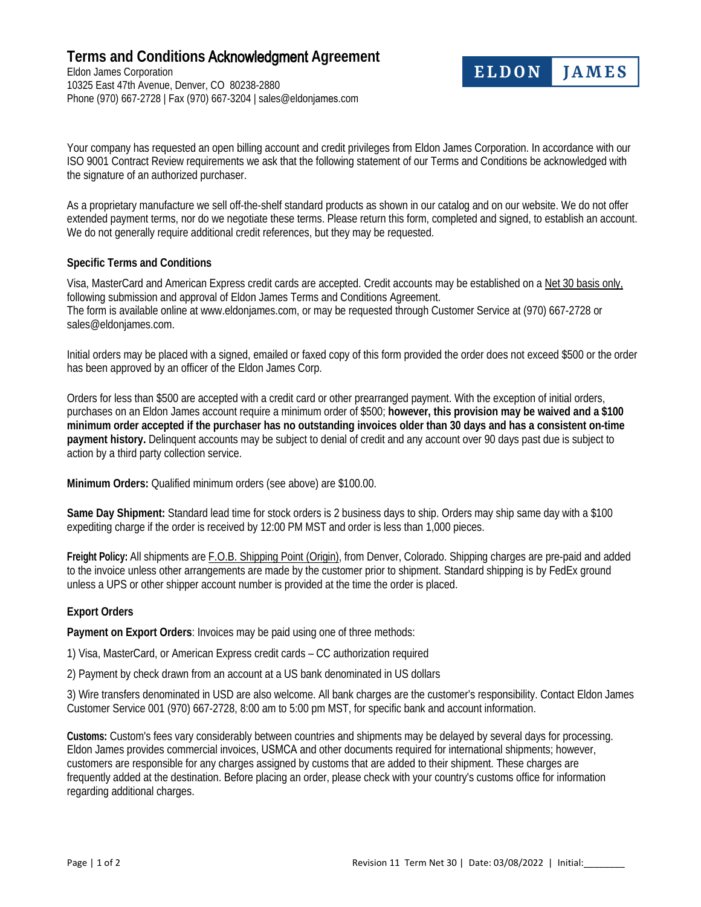# Terms and Conditions Acknowledgment Agreement

Eldon James Corporation
10325 East 47th Avenue, Denver, CO 80238-2880
Phone (970) 667-2728 | Fax (970) 667-3204 | sales@eldonjames.com

ELDON JAMES

Your company has requested an open billing account and credit privileges from Eldon James Corporation. In accordance with our ISO 9001 Contract Review requirements we ask that the following statement of our Terms and Conditions be acknowledged with the signature of an authorized purchaser.

As a proprietary manufacture we sell off-the-shelf standard products as shown in our catalog and on our website. We do not offer extended payment terms, nor do we negotiate these terms. Please return this form, completed and signed, to establish an account. We do not generally require additional credit references, but they may be requested.

### Specific Terms and Conditions

Visa, MasterCard and American Express credit cards are accepted. Credit accounts may be established on a Net 30 basis only, following submission and approval of Eldon James Terms and Conditions Agreement.
The form is available online at www.eldonjames.com, or may be requested through Customer Service at (970) 667-2728 or sales@eldonjames.com.

Initial orders may be placed with a signed, emailed or faxed copy of this form provided the order does not exceed $500 or the order has been approved by an officer of the Eldon James Corp.

Orders for less than $500 are accepted with a credit card or other prearranged payment. With the exception of initial orders, purchases on an Eldon James account require a minimum order of $500; **however, this provision may be waived and a $100 minimum order accepted if the purchaser has no outstanding invoices older than 30 days and has a consistent on-time payment history.** Delinquent accounts may be subject to denial of credit and any account over 90 days past due is subject to action by a third party collection service.

**Minimum Orders:** Qualified minimum orders (see above) are $100.00.

**Same Day Shipment:** Standard lead time for stock orders is 2 business days to ship. Orders may ship same day with a $100 expediting charge if the order is received by 12:00 PM MST and order is less than 1,000 pieces.

**Freight Policy:** All shipments are F.O.B. Shipping Point (Origin), from Denver, Colorado. Shipping charges are pre-paid and added to the invoice unless other arrangements are made by the customer prior to shipment. Standard shipping is by FedEx ground unless a UPS or other shipper account number is provided at the time the order is placed.

### Export Orders

**Payment on Export Orders**: Invoices may be paid using one of three methods:

1) Visa, MasterCard, or American Express credit cards – CC authorization required

2) Payment by check drawn from an account at a US bank denominated in US dollars

3) Wire transfers denominated in USD are also welcome. All bank charges are the customer's responsibility. Contact Eldon James Customer Service 001 (970) 667-2728, 8:00 am to 5:00 pm MST, for specific bank and account information.

**Customs:** Custom's fees vary considerably between countries and shipments may be delayed by several days for processing. Eldon James provides commercial invoices, USMCA and other documents required for international shipments; however, customers are responsible for any charges assigned by customs that are added to their shipment. These charges are frequently added at the destination. Before placing an order, please check with your country's customs office for information regarding additional charges.

Revision 11 Term Net 30 | Date: 03/08/2022 | Initial:________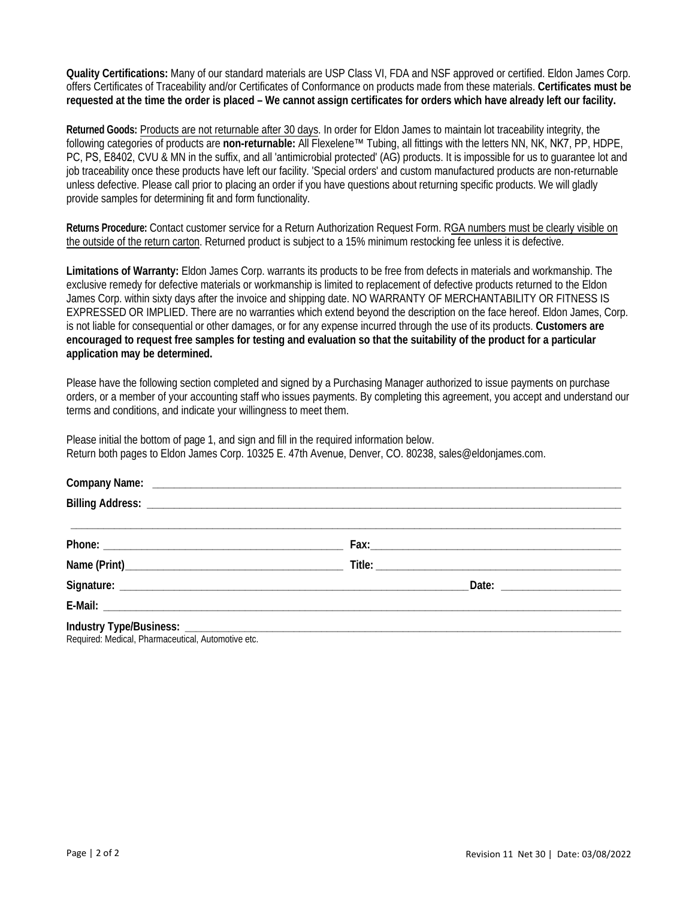**Quality Certifications:** Many of our standard materials are USP Class VI, FDA and NSF approved or certified. Eldon James Corp. offers Certificates of Traceability and/or Certificates of Conformance on products made from these materials. **Certificates must be requested at the time the order is placed – We cannot assign certificates for orders which have already left our facility.**

**Returned Goods:** Products are not returnable after 30 days. In order for Eldon James to maintain lot traceability integrity, the following categories of products are **non-returnable:** All Flexelene™ Tubing, all fittings with the letters NN, NK, NK7, PP, HDPE, PC, PS, E8402, CVU & MN in the suffix, and all 'antimicrobial protected' (AG) products. It is impossible for us to guarantee lot and job traceability once these products have left our facility. 'Special orders' and custom manufactured products are non-returnable unless defective. Please call prior to placing an order if you have questions about returning specific products. We will gladly provide samples for determining fit and form functionality.

**Returns Procedure:** Contact customer service for a Return Authorization Request Form. RGA numbers must be clearly visible on the outside of the return carton. Returned product is subject to a 15% minimum restocking fee unless it is defective.

**Limitations of Warranty:** Eldon James Corp. warrants its products to be free from defects in materials and workmanship. The exclusive remedy for defective materials or workmanship is limited to replacement of defective products returned to the Eldon James Corp. within sixty days after the invoice and shipping date. NO WARRANTY OF MERCHANTABILITY OR FITNESS IS EXPRESSED OR IMPLIED. There are no warranties which extend beyond the description on the face hereof. Eldon James, Corp. is not liable for consequential or other damages, or for any expense incurred through the use of its products. **Customers are encouraged to request free samples for testing and evaluation so that the suitability of the product for a particular application may be determined.**

Please have the following section completed and signed by a Purchasing Manager authorized to issue payments on purchase orders, or a member of your accounting staff who issues payments. By completing this agreement, you accept and understand our terms and conditions, and indicate your willingness to meet them.

Please initial the bottom of page 1, and sign and fill in the required information below.
Return both pages to Eldon James Corp. 10325 E. 47th Avenue, Denver, CO. 80238, sales@eldonjames.com.

**Company Name:** ______________________________________________

**Billing Address:** ______________________________________________

______________________________________________

**Phone:** ______________________ **Fax:** ______________________

**Name (Print)** ______________________ **Title:** ______________________

**Signature:** ______________________________ **Date:** ______________

**E-Mail:** ______________________________________________

**Industry Type/Business:** ______________________________________________
Required: Medical, Pharmaceutical, Automotive etc.

Revision 11 Net 30 | Date: 03/08/2022